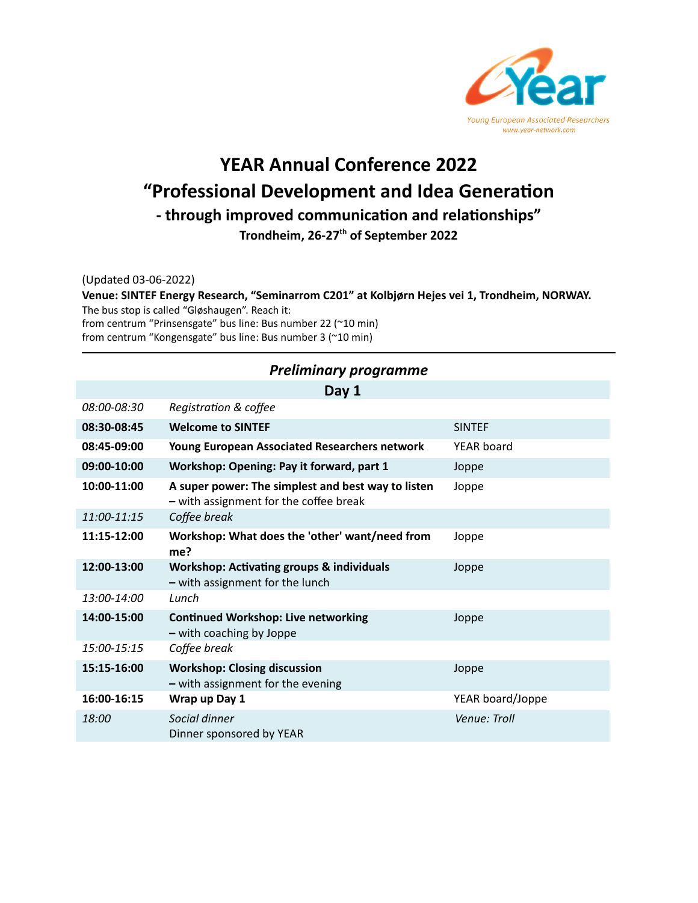Young European Associated Researchers
www.year-network.com

# YEAR Annual Conference 2022

## "Professional Development and Idea Generation

### - through improved communication and relationships"

**Trondheim, 26-27th of September 2022**

(Updated 03-06-2022)

**Venue: SINTEF Energy Research, "Seminarrom C201" at Kolbjørn Hejes vei 1, Trondheim, NORWAY.**

The bus stop is called "Gløshaugen". Reach it:
from centrum "Prinsensgate" bus line: Bus number 22 (~10 min)
from centrum "Kongensgate" bus line: Bus number 3 (~10 min)

---

## *Preliminary programme*

### Day 1

| | | |
|---|---|---|
| *08:00-08:30* | *Registration & coffee* | |
| **08:30-08:45** | **Welcome to SINTEF** | SINTEF |
| **08:45-09:00** | **Young European Associated Researchers network** | YEAR board |
| **09:00-10:00** | **Workshop: Opening: Pay it forward, part 1** | Joppe |
| **10:00-11:00** | **A super power: The simplest and best way to listen** – with assignment for the coffee break | Joppe |
| *11:00-11:15* | *Coffee break* | |
| **11:15-12:00** | **Workshop: What does the 'other' want/need from me?** | Joppe |
| **12:00-13:00** | **Workshop: Activating groups & individuals** – with assignment for the lunch | Joppe |
| *13:00-14:00* | *Lunch* | |
| **14:00-15:00** | **Continued Workshop: Live networking** – with coaching by Joppe | Joppe |
| *15:00-15:15* | *Coffee break* | |
| **15:15-16:00** | **Workshop: Closing discussion** – with assignment for the evening | Joppe |
| **16:00-16:15** | **Wrap up Day 1** | YEAR board/Joppe |
| *18:00* | *Social dinner* Dinner sponsored by YEAR | *Venue: Troll* |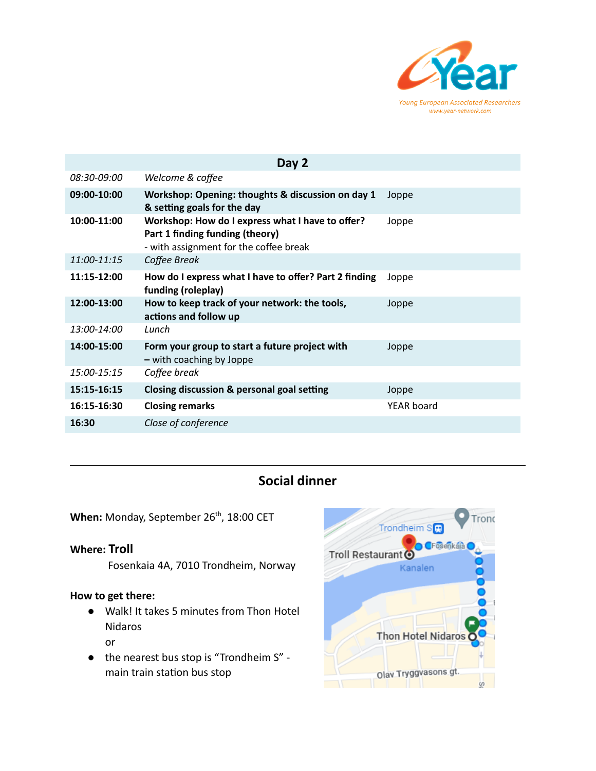| Day 2 | | |
|---|---|---|
| *08:30-09:00* | *Welcome & coffee* | |
| **09:00-10:00** | **Workshop: Opening: thoughts & discussion on day 1 & setting goals for the day** | Joppe |
| **10:00-11:00** | **Workshop: How do I express what I have to offer? Part 1 finding funding (theory)** - with assignment for the coffee break | Joppe |
| *11:00-11:15* | *Coffee Break* | |
| **11:15-12:00** | **How do I express what I have to offer? Part 2 finding funding (roleplay)** | Joppe |
| **12:00-13:00** | **How to keep track of your network: the tools, actions and follow up** | Joppe |
| *13:00-14:00* | *Lunch* | |
| **14:00-15:00** | **Form your group to start a future project with** – with coaching by Joppe | Joppe |
| *15:00-15:15* | *Coffee break* | |
| **15:15-16:15** | **Closing discussion & personal goal setting** | Joppe |
| **16:15-16:30** | **Closing remarks** | YEAR board |
| **16:30** | *Close of conference* | |

---

## Social dinner

**When:** Monday, September 26th, 18:00 CET

**Where:** **Troll**

Fosenkaia 4A, 7010 Trondheim, Norway

**How to get there:**

- Walk! It takes 5 minutes from Thon Hotel Nidaros

  or
- the nearest bus stop is "Trondheim S" - main train station bus stop

Trondheim S
Troll Restaurant
Fosenkaia
Kanalen
Thon Hotel Nidaros
Olav Tryggvasons gt.